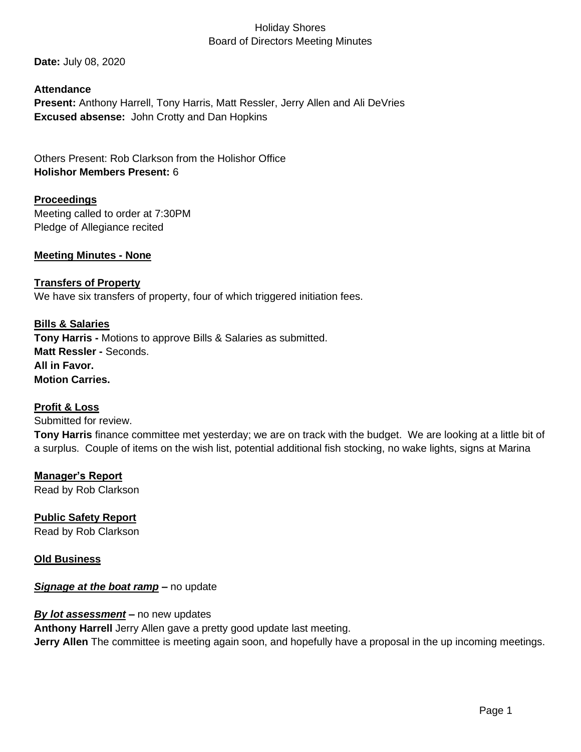Holiday Shores
Board of Directors Meeting Minutes

**Date:** July 08, 2020

**Attendance**
**Present:** Anthony Harrell, Tony Harris, Matt Ressler, Jerry Allen and Ali DeVries
**Excused absense:** John Crotty and Dan Hopkins

Others Present: Rob Clarkson from the Holishor Office
**Holishor Members Present:** 6

**Proceedings**
Meeting called to order at 7:30PM
Pledge of Allegiance recited

**Meeting Minutes - None**

**Transfers of Property**
We have six transfers of property, four of which triggered initiation fees.

**Bills & Salaries**
**Tony Harris -** Motions to approve Bills & Salaries as submitted.
**Matt Ressler -** Seconds.
**All in Favor.**
**Motion Carries.**

**Profit & Loss**
Submitted for review.
**Tony Harris** finance committee met yesterday; we are on track with the budget. We are looking at a little bit of a surplus. Couple of items on the wish list, potential additional fish stocking, no wake lights, signs at Marina

**Manager's Report**
Read by Rob Clarkson

**Public Safety Report**
Read by Rob Clarkson

**Old Business**

***Signage at the boat ramp*** **–** no update

***By lot assessment*** **–** no new updates
**Anthony Harrell** Jerry Allen gave a pretty good update last meeting.
**Jerry Allen** The committee is meeting again soon, and hopefully have a proposal in the up incoming meetings.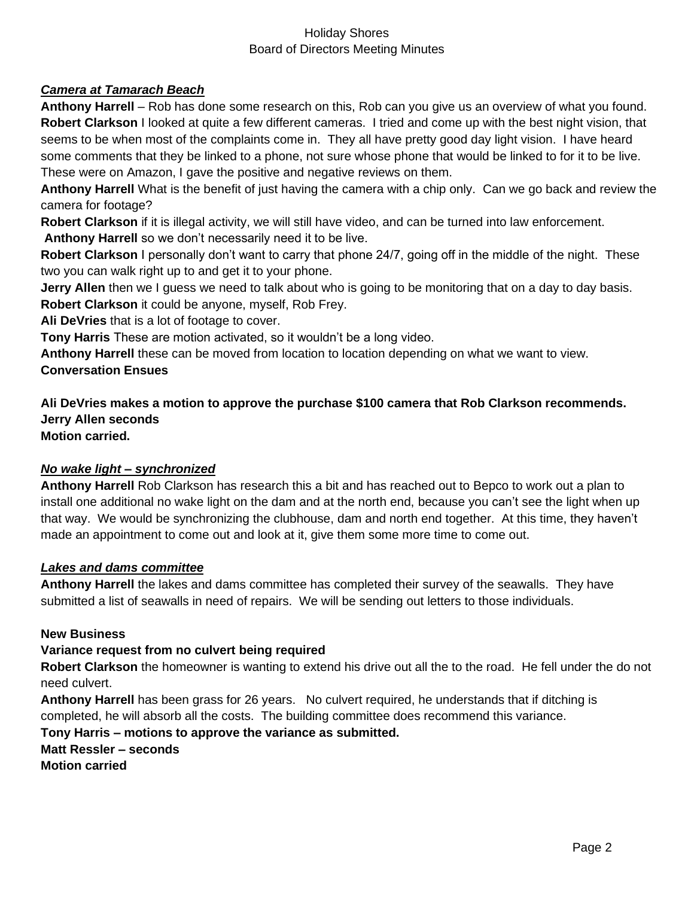### ***Camera at Tamarach Beach***

**Anthony Harrell** – Rob has done some research on this, Rob can you give us an overview of what you found.
**Robert Clarkson** I looked at quite a few different cameras. I tried and come up with the best night vision, that seems to be when most of the complaints come in. They all have pretty good day light vision. I have heard some comments that they be linked to a phone, not sure whose phone that would be linked to for it to be live. These were on Amazon, I gave the positive and negative reviews on them.
**Anthony Harrell** What is the benefit of just having the camera with a chip only. Can we go back and review the camera for footage?
**Robert Clarkson** if it is illegal activity, we will still have video, and can be turned into law enforcement.
**Anthony Harrell** so we don't necessarily need it to be live.
**Robert Clarkson** I personally don't want to carry that phone 24/7, going off in the middle of the night. These two you can walk right up to and get it to your phone.
**Jerry Allen** then we I guess we need to talk about who is going to be monitoring that on a day to day basis.
**Robert Clarkson** it could be anyone, myself, Rob Frey.
**Ali DeVries** that is a lot of footage to cover.
**Tony Harris** These are motion activated, so it wouldn't be a long video.
**Anthony Harrell** these can be moved from location to location depending on what we want to view.
**Conversation Ensues**

**Ali DeVries makes a motion to approve the purchase $100 camera that Rob Clarkson recommends.**
**Jerry Allen seconds**
**Motion carried.**

### ***No wake light – synchronized***

**Anthony Harrell** Rob Clarkson has research this a bit and has reached out to Bepco to work out a plan to install one additional no wake light on the dam and at the north end, because you can't see the light when up that way. We would be synchronizing the clubhouse, dam and north end together. At this time, they haven't made an appointment to come out and look at it, give them some more time to come out.

### ***Lakes and dams committee***

**Anthony Harrell** the lakes and dams committee has completed their survey of the seawalls. They have submitted a list of seawalls in need of repairs. We will be sending out letters to those individuals.

### **New Business**

**Variance request from no culvert being required**

**Robert Clarkson** the homeowner is wanting to extend his drive out all the to the road. He fell under the do not need culvert.
**Anthony Harrell** has been grass for 26 years. No culvert required, he understands that if ditching is completed, he will absorb all the costs. The building committee does recommend this variance.
**Tony Harris – motions to approve the variance as submitted.**
**Matt Ressler – seconds**
**Motion carried**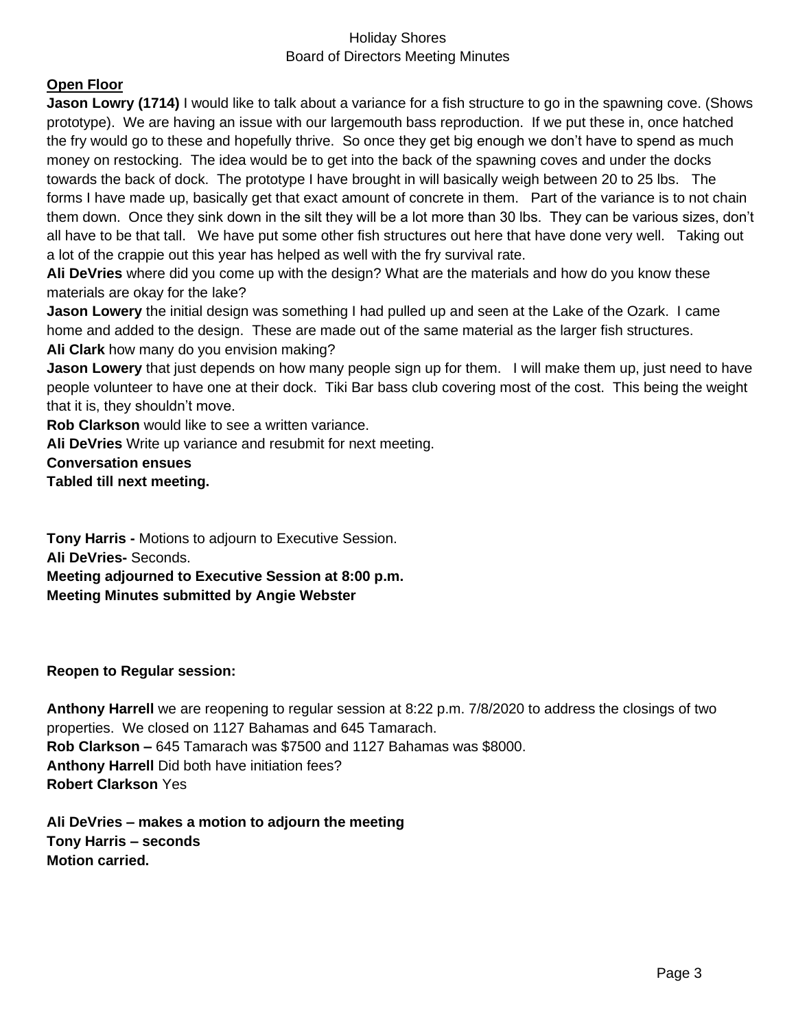**Open Floor**

**Jason Lowry (1714)** I would like to talk about a variance for a fish structure to go in the spawning cove. (Shows prototype). We are having an issue with our largemouth bass reproduction. If we put these in, once hatched the fry would go to these and hopefully thrive. So once they get big enough we don't have to spend as much money on restocking. The idea would be to get into the back of the spawning coves and under the docks towards the back of dock. The prototype I have brought in will basically weigh between 20 to 25 lbs. The forms I have made up, basically get that exact amount of concrete in them. Part of the variance is to not chain them down. Once they sink down in the silt they will be a lot more than 30 lbs. They can be various sizes, don't all have to be that tall. We have put some other fish structures out here that have done very well. Taking out a lot of the crappie out this year has helped as well with the fry survival rate.

**Ali DeVries** where did you come up with the design? What are the materials and how do you know these materials are okay for the lake?

**Jason Lowery** the initial design was something I had pulled up and seen at the Lake of the Ozark. I came home and added to the design. These are made out of the same material as the larger fish structures.

**Ali Clark** how many do you envision making?

**Jason Lowery** that just depends on how many people sign up for them. I will make them up, just need to have people volunteer to have one at their dock. Tiki Bar bass club covering most of the cost. This being the weight that it is, they shouldn't move.

**Rob Clarkson** would like to see a written variance.

**Ali DeVries** Write up variance and resubmit for next meeting.

**Conversation ensues**

**Tabled till next meeting.**

**Tony Harris -** Motions to adjourn to Executive Session.

**Ali DeVries-** Seconds.

**Meeting adjourned to Executive Session at 8:00 p.m.**

**Meeting Minutes submitted by Angie Webster**

**Reopen to Regular session:**

**Anthony Harrell** we are reopening to regular session at 8:22 p.m. 7/8/2020 to address the closings of two properties. We closed on 1127 Bahamas and 645 Tamarach.

**Rob Clarkson –** 645 Tamarach was $7500 and 1127 Bahamas was $8000.

**Anthony Harrell** Did both have initiation fees?

**Robert Clarkson** Yes

**Ali DeVries – makes a motion to adjourn the meeting**

**Tony Harris – seconds**

**Motion carried.**